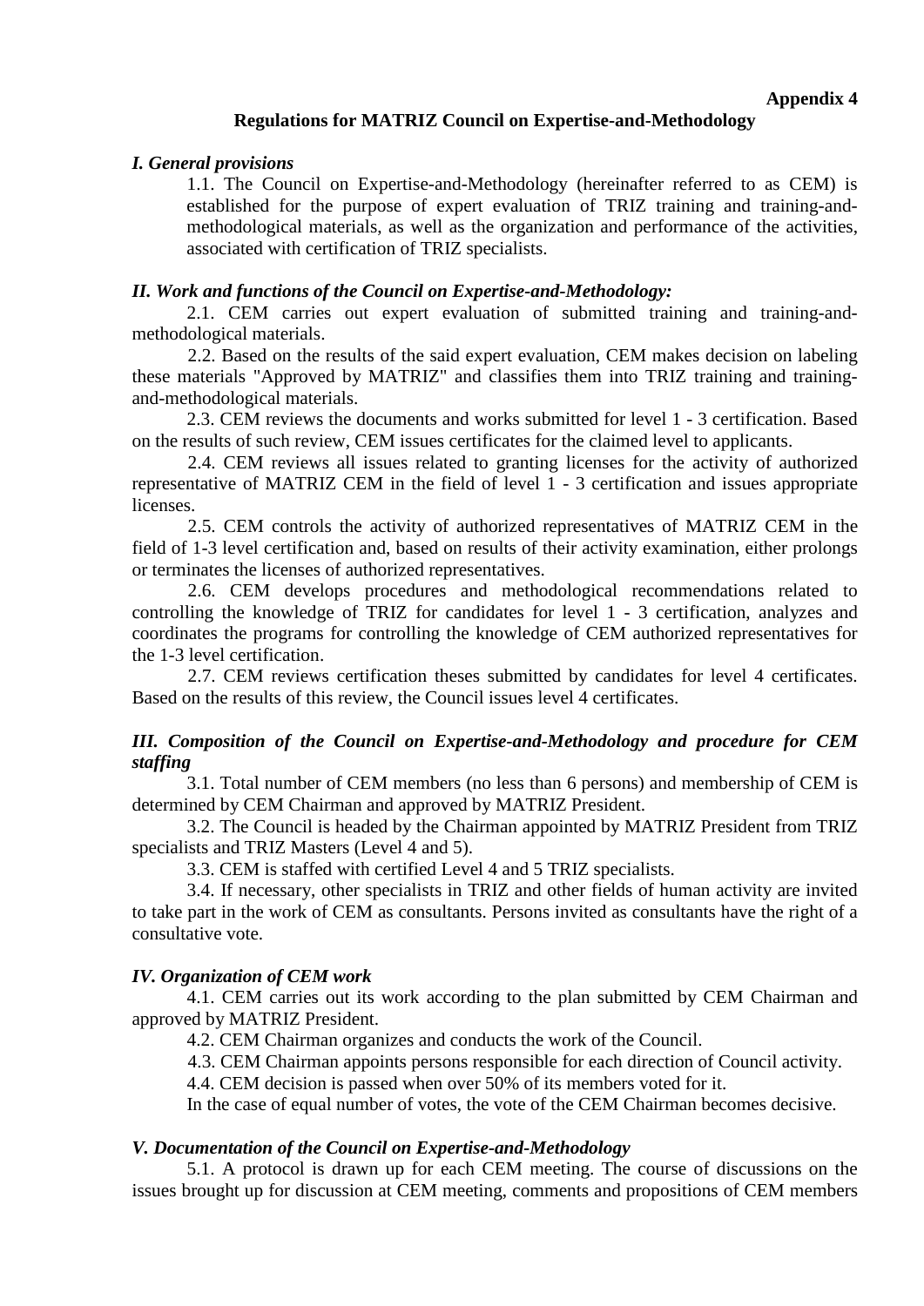**Appendix 4**

## Regulations for MATRIZ Council on Expertise-and-Methodology

### *I. General provisions*

1.1. The Council on Expertise-and-Methodology (hereinafter referred to as CEM) is established for the purpose of expert evaluation of TRIZ training and training-and-methodological materials, as well as the organization and performance of the activities, associated with certification of TRIZ specialists.

### *II. Work and functions of the Council on Expertise-and-Methodology:*

2.1. CEM carries out expert evaluation of submitted training and training-and-methodological materials.

2.2. Based on the results of the said expert evaluation, CEM makes decision on labeling these materials "Approved by MATRIZ" and classifies them into TRIZ training and training-and-methodological materials.

2.3. CEM reviews the documents and works submitted for level 1 - 3 certification. Based on the results of such review, CEM issues certificates for the claimed level to applicants.

2.4. CEM reviews all issues related to granting licenses for the activity of authorized representative of MATRIZ CEM in the field of level 1 - 3 certification and issues appropriate licenses.

2.5. CEM controls the activity of authorized representatives of MATRIZ CEM in the field of 1-3 level certification and, based on results of their activity examination, either prolongs or terminates the licenses of authorized representatives.

2.6. CEM develops procedures and methodological recommendations related to controlling the knowledge of TRIZ for candidates for level 1 - 3 certification, analyzes and coordinates the programs for controlling the knowledge of CEM authorized representatives for the 1-3 level certification.

2.7. CEM reviews certification theses submitted by candidates for level 4 certificates. Based on the results of this review, the Council issues level 4 certificates.

### *III. Composition of the Council on Expertise-and-Methodology and procedure for CEM staffing*

3.1. Total number of CEM members (no less than 6 persons) and membership of CEM is determined by CEM Chairman and approved by MATRIZ President.

3.2. The Council is headed by the Chairman appointed by MATRIZ President from TRIZ specialists and TRIZ Masters (Level 4 and 5).

3.3. CEM is staffed with certified Level 4 and 5 TRIZ specialists.

3.4. If necessary, other specialists in TRIZ and other fields of human activity are invited to take part in the work of CEM as consultants. Persons invited as consultants have the right of a consultative vote.

### *IV. Organization of CEM work*

4.1. CEM carries out its work according to the plan submitted by CEM Chairman and approved by MATRIZ President.

4.2. CEM Chairman organizes and conducts the work of the Council.

4.3. CEM Chairman appoints persons responsible for each direction of Council activity.

4.4. CEM decision is passed when over 50% of its members voted for it.

In the case of equal number of votes, the vote of the CEM Chairman becomes decisive.

### *V. Documentation of the Council on Expertise-and-Methodology*

5.1. A protocol is drawn up for each CEM meeting. The course of discussions on the issues brought up for discussion at CEM meeting, comments and propositions of CEM members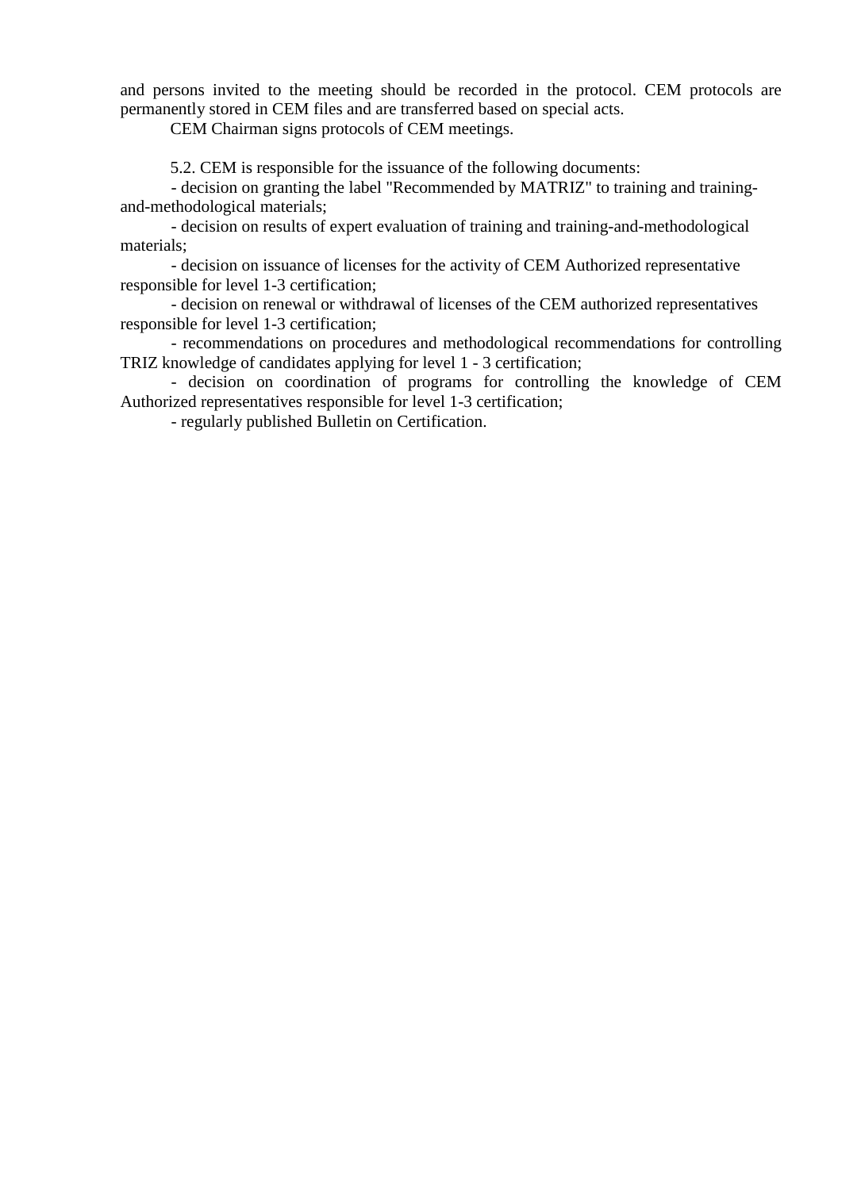and persons invited to the meeting should be recorded in the protocol. CEM protocols are permanently stored in CEM files and are transferred based on special acts.

CEM Chairman signs protocols of CEM meetings.

5.2. CEM is responsible for the issuance of the following documents:

- decision on granting the label "Recommended by MATRIZ" to training and training-and-methodological materials;
- decision on results of expert evaluation of training and training-and-methodological materials;
- decision on issuance of licenses for the activity of CEM Authorized representative responsible for level 1-3 certification;
- decision on renewal or withdrawal of licenses of the CEM authorized representatives responsible for level 1-3 certification;
- recommendations on procedures and methodological recommendations for controlling TRIZ knowledge of candidates applying for level 1 - 3 certification;
- decision on coordination of programs for controlling the knowledge of CEM Authorized representatives responsible for level 1-3 certification;
- regularly published Bulletin on Certification.